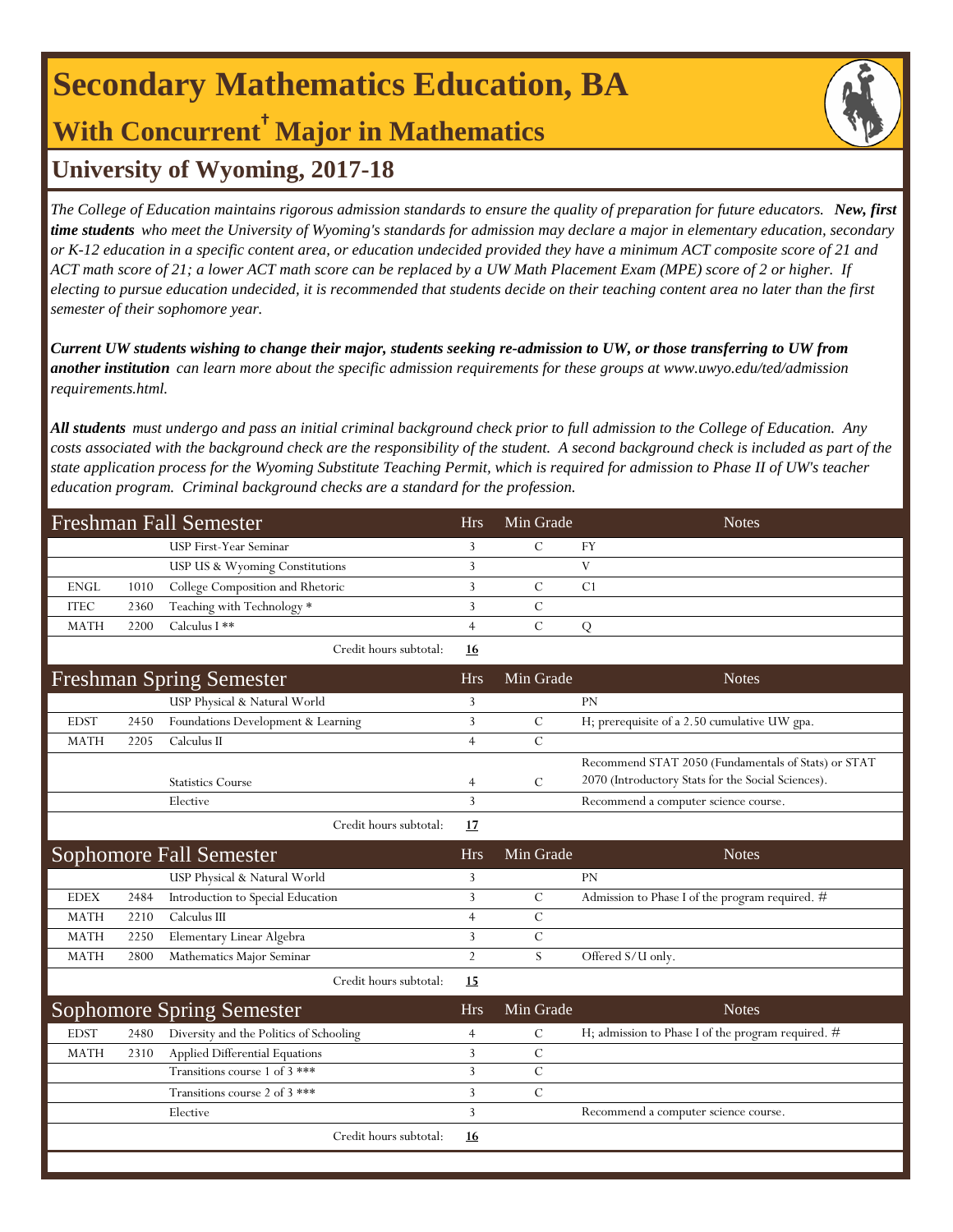# Secondary Mathematics Education, BA

## With Concurrent† Major in Mathematics

## University of Wyoming, 2017-18

*The College of Education maintains rigorous admission standards to ensure the quality of preparation for future educators.* ***New, first time students*** *who meet the University of Wyoming's standards for admission may declare a major in elementary education, secondary or K-12 education in a specific content area, or education undecided provided they have a minimum ACT composite score of 21 and ACT math score of 21; a lower ACT math score can be replaced by a UW Math Placement Exam (MPE) score of 2 or higher. If electing to pursue education undecided, it is recommended that students decide on their teaching content area no later than the first semester of their sophomore year.*

***Current UW students wishing to change their major, students seeking re-admission to UW, or those transferring to UW from another institution*** *can learn more about the specific admission requirements for these groups at www.uwyo.edu/ted/admission requirements.html.*

***All students*** *must undergo and pass an initial criminal background check prior to full admission to the College of Education. Any costs associated with the background check are the responsibility of the student. A second background check is included as part of the state application process for the Wyoming Substitute Teaching Permit, which is required for admission to Phase II of UW's teacher education program. Criminal background checks are a standard for the profession.*

| Freshman Fall Semester | | | Hrs | Min Grade | Notes |
|---|---|---|---|---|---|
| | | USP First-Year Seminar | 3 | C | FY |
| | | USP US & Wyoming Constitutions | 3 | | V |
| ENGL | 1010 | College Composition and Rhetoric | 3 | C | C1 |
| ITEC | 2360 | Teaching with Technology * | 3 | C | |
| MATH | 2200 | Calculus I ** | 4 | C | Q |
| | | Credit hours subtotal: | **16** | | |

| Freshman Spring Semester | | | Hrs | Min Grade | Notes |
|---|---|---|---|---|---|
| | | USP Physical & Natural World | 3 | | PN |
| EDST | 2450 | Foundations Development & Learning | 3 | C | H; prerequisite of a 2.50 cumulative UW gpa. |
| MATH | 2205 | Calculus II | 4 | C | |
| | | Statistics Course | 4 | C | Recommend STAT 2050 (Fundamentals of Stats) or STAT 2070 (Introductory Stats for the Social Sciences). |
| | | Elective | 3 | | Recommend a computer science course. |
| | | Credit hours subtotal: | **17** | | |

| Sophomore Fall Semester | | | Hrs | Min Grade | Notes |
|---|---|---|---|---|---|
| | | USP Physical & Natural World | 3 | | PN |
| EDEX | 2484 | Introduction to Special Education | 3 | C | Admission to Phase I of the program required. # |
| MATH | 2210 | Calculus III | 4 | C | |
| MATH | 2250 | Elementary Linear Algebra | 3 | C | |
| MATH | 2800 | Mathematics Major Seminar | 2 | S | Offered S/U only. |
| | | Credit hours subtotal: | **15** | | |

| Sophomore Spring Semester | | | Hrs | Min Grade | Notes |
|---|---|---|---|---|---|
| EDST | 2480 | Diversity and the Politics of Schooling | 4 | C | H; admission to Phase I of the program required. # |
| MATH | 2310 | Applied Differential Equations | 3 | C | |
| | | Transitions course 1 of 3 *** | 3 | C | |
| | | Transitions course 2 of 3 *** | 3 | C | |
| | | Elective | 3 | | Recommend a computer science course. |
| | | Credit hours subtotal: | **16** | | |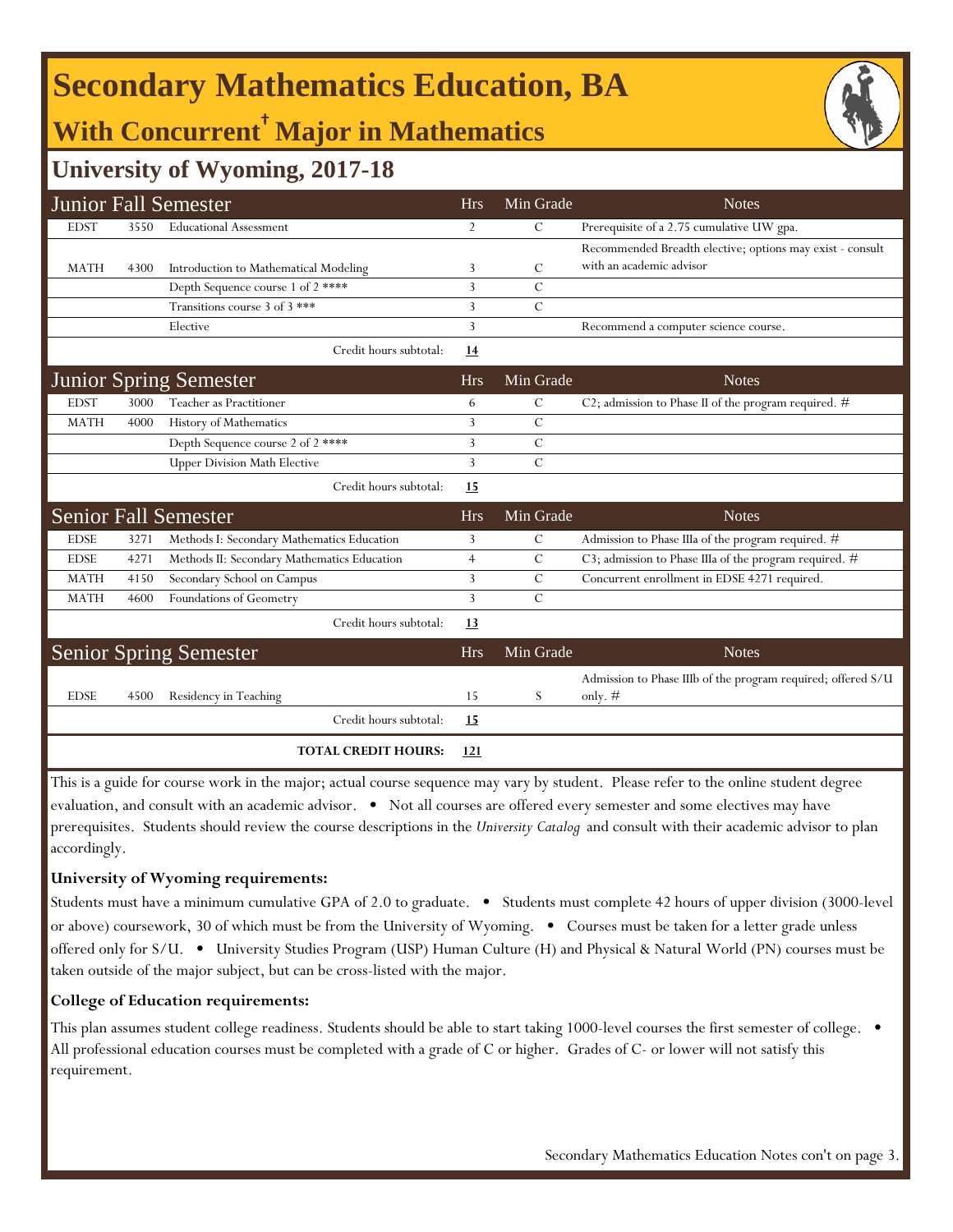# Secondary Mathematics Education, BA

## With Concurrent† Major in Mathematics

### University of Wyoming, 2017-18

| Junior Fall Semester | | | Hrs | Min Grade | Notes |
|---|---|---|---|---|---|
| EDST | 3550 | Educational Assessment | 2 | C | Prerequisite of a 2.75 cumulative UW gpa. |
| MATH | 4300 | Introduction to Mathematical Modeling | 3 | C | Recommended Breadth elective; options may exist - consult with an academic advisor |
| | | Depth Sequence course 1 of 2 **** | 3 | C | |
| | | Transitions course 3 of 3 *** | 3 | C | |
| | | Elective | 3 | | Recommend a computer science course. |
| | | Credit hours subtotal: | **14** | | |

| Junior Spring Semester | | | Hrs | Min Grade | Notes |
|---|---|---|---|---|---|
| EDST | 3000 | Teacher as Practitioner | 6 | C | C2; admission to Phase II of the program required. # |
| MATH | 4000 | History of Mathematics | 3 | C | |
| | | Depth Sequence course 2 of 2 **** | 3 | C | |
| | | Upper Division Math Elective | 3 | C | |
| | | Credit hours subtotal: | **15** | | |

| Senior Fall Semester | | | Hrs | Min Grade | Notes |
|---|---|---|---|---|---|
| EDSE | 3271 | Methods I: Secondary Mathematics Education | 3 | C | Admission to Phase IIIa of the program required. # |
| EDSE | 4271 | Methods II: Secondary Mathematics Education | 4 | C | C3; admission to Phase IIIa of the program required. # |
| MATH | 4150 | Secondary School on Campus | 3 | C | Concurrent enrollment in EDSE 4271 required. |
| MATH | 4600 | Foundations of Geometry | 3 | C | |
| | | Credit hours subtotal: | **13** | | |

| Senior Spring Semester | | | Hrs | Min Grade | Notes |
|---|---|---|---|---|---|
| EDSE | 4500 | Residency in Teaching | 15 | S | Admission to Phase IIIb of the program required; offered S/U only. # |
| | | Credit hours subtotal: | **15** | | |
| | | **TOTAL CREDIT HOURS:** | **121** | | |

This is a guide for course work in the major; actual course sequence may vary by student. Please refer to the online student degree evaluation, and consult with an academic advisor. • Not all courses are offered every semester and some electives may have prerequisites. Students should review the course descriptions in the *University Catalog* and consult with their academic advisor to plan accordingly.

**University of Wyoming requirements:**

Students must have a minimum cumulative GPA of 2.0 to graduate. • Students must complete 42 hours of upper division (3000-level or above) coursework, 30 of which must be from the University of Wyoming. • Courses must be taken for a letter grade unless offered only for S/U. • University Studies Program (USP) Human Culture (H) and Physical & Natural World (PN) courses must be taken outside of the major subject, but can be cross-listed with the major.

**College of Education requirements:**

This plan assumes student college readiness. Students should be able to start taking 1000-level courses the first semester of college. • All professional education courses must be completed with a grade of C or higher. Grades of C- or lower will not satisfy this requirement.

Secondary Mathematics Education Notes con't on page 3.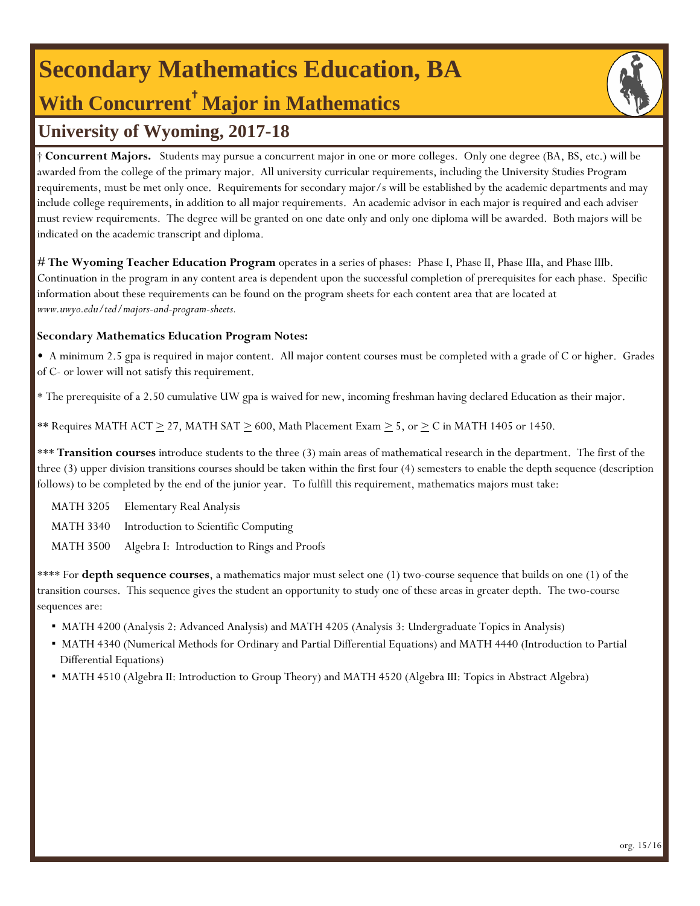# Secondary Mathematics Education, BA

## With Concurrent† Major in Mathematics

## University of Wyoming, 2017-18

† **Concurrent Majors.** Students may pursue a concurrent major in one or more colleges. Only one degree (BA, BS, etc.) will be awarded from the college of the primary major. All university curricular requirements, including the University Studies Program requirements, must be met only once. Requirements for secondary major/s will be established by the academic departments and may include college requirements, in addition to all major requirements. An academic advisor in each major is required and each adviser must review requirements. The degree will be granted on one date only and only one diploma will be awarded. Both majors will be indicated on the academic transcript and diploma.

**# The Wyoming Teacher Education Program** operates in a series of phases: Phase I, Phase II, Phase IIIa, and Phase IIIb. Continuation in the program in any content area is dependent upon the successful completion of prerequisites for each phase. Specific information about these requirements can be found on the program sheets for each content area that are located at *www.uwyo.edu/ted/majors-and-program-sheets.*

**Secondary Mathematics Education Program Notes:**

• A minimum 2.5 gpa is required in major content. All major content courses must be completed with a grade of C or higher. Grades of C- or lower will not satisfy this requirement.

* The prerequisite of a 2.50 cumulative UW gpa is waived for new, incoming freshman having declared Education as their major.

** Requires MATH ACT $\geq$ 27, MATH SAT $\geq$ 600, Math Placement Exam $\geq$ 5, or $\geq$ C in MATH 1405 or 1450.

*** **Transition courses** introduce students to the three (3) main areas of mathematical research in the department. The first of the three (3) upper division transitions courses should be taken within the first four (4) semesters to enable the depth sequence (description follows) to be completed by the end of the junior year. To fulfill this requirement, mathematics majors must take:

MATH 3205 Elementary Real Analysis
MATH 3340 Introduction to Scientific Computing
MATH 3500 Algebra I: Introduction to Rings and Proofs

**** For **depth sequence courses**, a mathematics major must select one (1) two-course sequence that builds on one (1) of the transition courses. This sequence gives the student an opportunity to study one of these areas in greater depth. The two-course sequences are:

- MATH 4200 (Analysis 2: Advanced Analysis) and MATH 4205 (Analysis 3: Undergraduate Topics in Analysis)
- MATH 4340 (Numerical Methods for Ordinary and Partial Differential Equations) and MATH 4440 (Introduction to Partial Differential Equations)
- MATH 4510 (Algebra II: Introduction to Group Theory) and MATH 4520 (Algebra III: Topics in Abstract Algebra)

org. 15/16